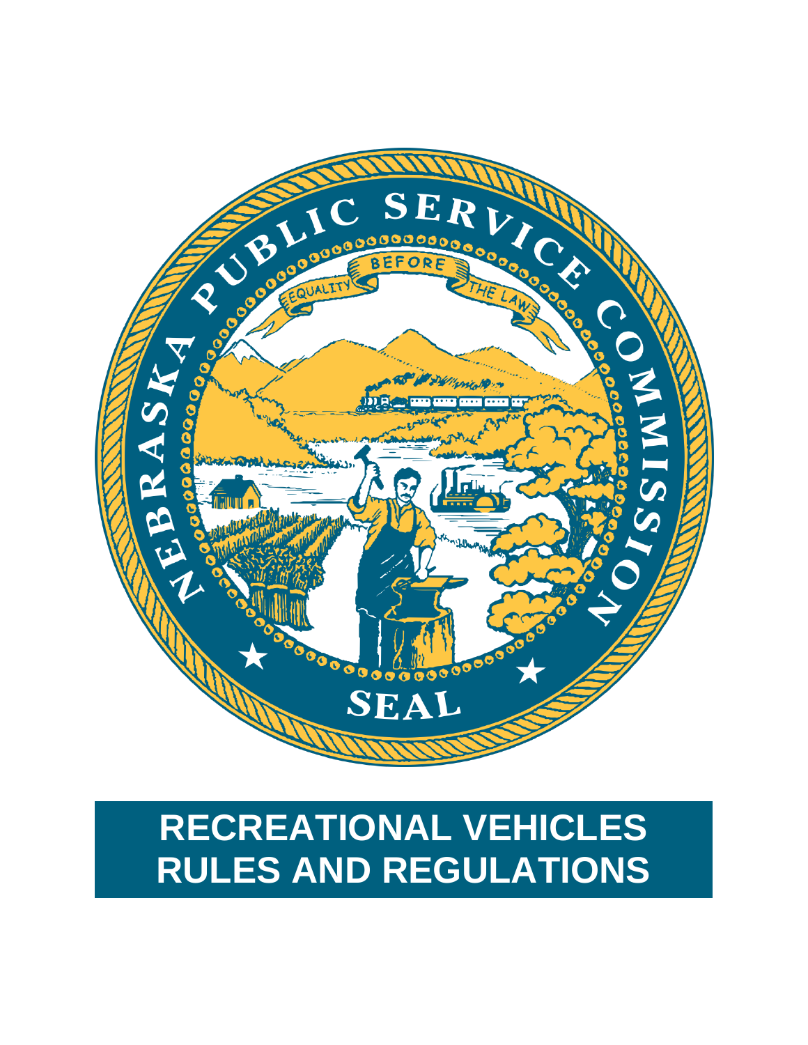# RECREATIONAL VEHICLES RULES AND REGULATIONS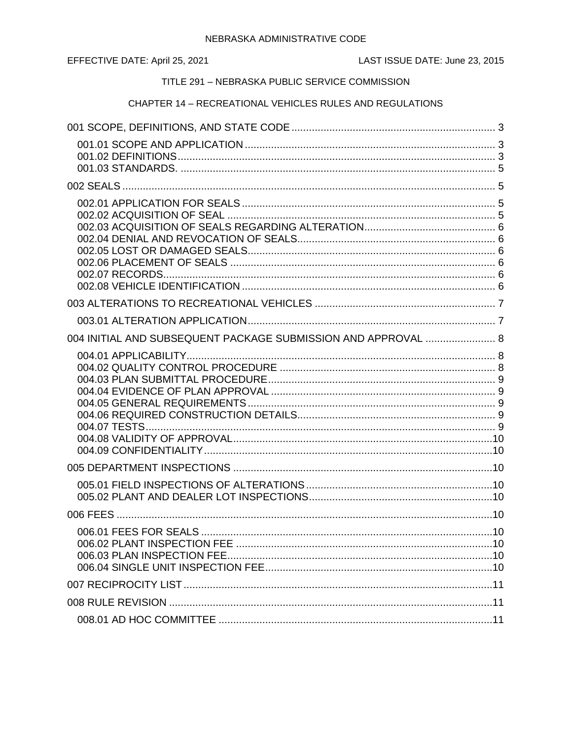NEBRASKA ADMINISTRATIVE CODE

EFFECTIVE DATE: April 25, 2021 LAST ISSUE DATE: June 23, 2015

TITLE 291 – NEBRASKA PUBLIC SERVICE COMMISSION

CHAPTER 14 – RECREATIONAL VEHICLES RULES AND REGULATIONS

001 SCOPE, DEFINITIONS, AND STATE CODE ..... 3

- 001.01 SCOPE AND APPLICATION ..... 3
- 001.02 DEFINITIONS ..... 3
- 001.03 STANDARDS. ..... 5

002 SEALS ..... 5

- 002.01 APPLICATION FOR SEALS ..... 5
- 002.02 ACQUISITION OF SEAL ..... 5
- 002.03 ACQUISITION OF SEALS REGARDING ALTERATION ..... 6
- 002.04 DENIAL AND REVOCATION OF SEALS ..... 6
- 002.05 LOST OR DAMAGED SEALS ..... 6
- 002.06 PLACEMENT OF SEALS ..... 6
- 002.07 RECORDS ..... 6
- 002.08 VEHICLE IDENTIFICATION ..... 6

003 ALTERATIONS TO RECREATIONAL VEHICLES ..... 7

- 003.01 ALTERATION APPLICATION ..... 7

004 INITIAL AND SUBSEQUENT PACKAGE SUBMISSION AND APPROVAL ..... 8

- 004.01 APPLICABILITY ..... 8
- 004.02 QUALITY CONTROL PROCEDURE ..... 8
- 004.03 PLAN SUBMITTAL PROCEDURE ..... 9
- 004.04 EVIDENCE OF PLAN APPROVAL ..... 9
- 004.05 GENERAL REQUIREMENTS ..... 9
- 004.06 REQUIRED CONSTRUCTION DETAILS ..... 9
- 004.07 TESTS ..... 9
- 004.08 VALIDITY OF APPROVAL ..... 10
- 004.09 CONFIDENTIALITY ..... 10

005 DEPARTMENT INSPECTIONS ..... 10

- 005.01 FIELD INSPECTIONS OF ALTERATIONS ..... 10
- 005.02 PLANT AND DEALER LOT INSPECTIONS ..... 10

006 FEES ..... 10

- 006.01 FEES FOR SEALS ..... 10
- 006.02 PLANT INSPECTION FEE ..... 10
- 006.03 PLAN INSPECTION FEE ..... 10
- 006.04 SINGLE UNIT INSPECTION FEE ..... 10

007 RECIPROCITY LIST ..... 11

008 RULE REVISION ..... 11

- 008.01 AD HOC COMMITTEE ..... 11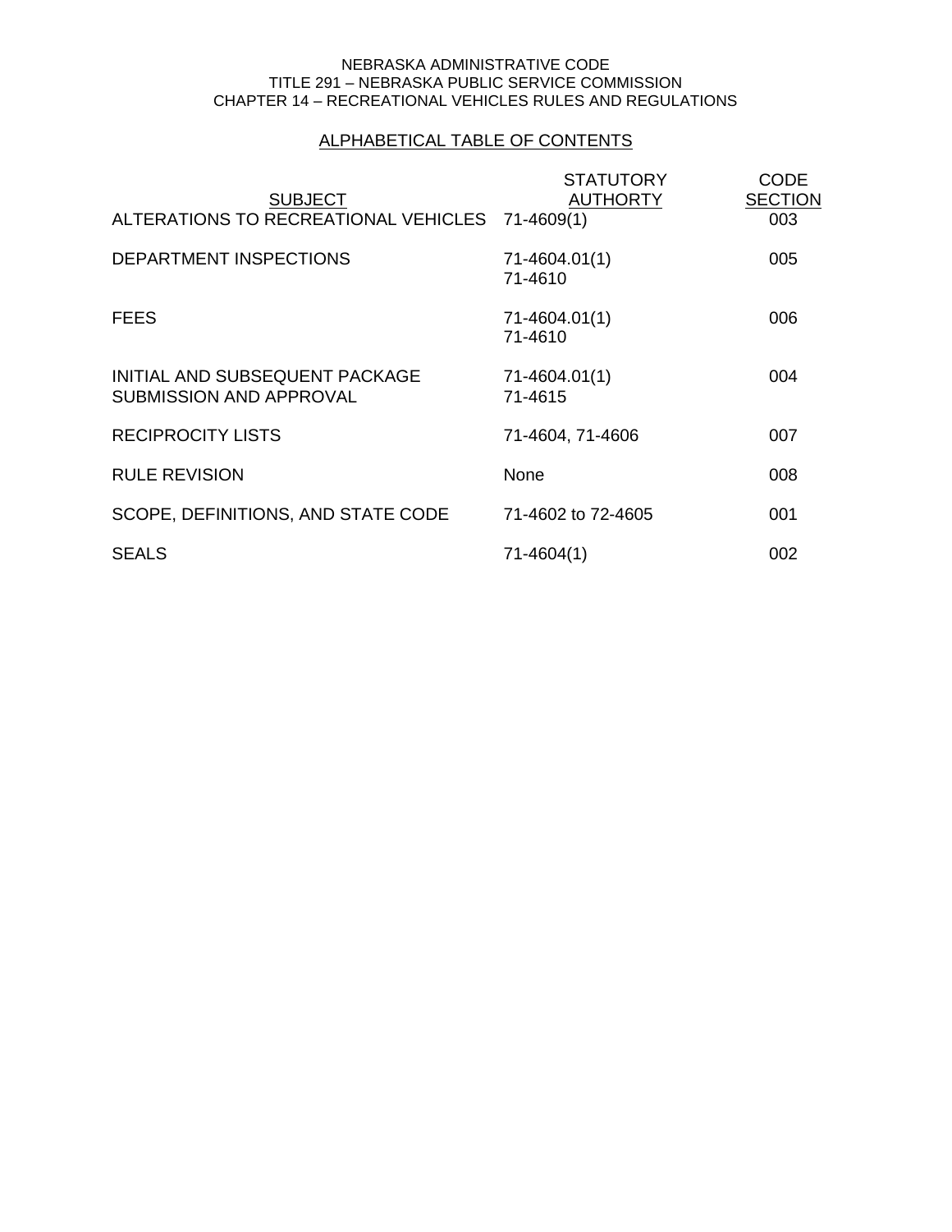NEBRASKA ADMINISTRATIVE CODE
TITLE 291 – NEBRASKA PUBLIC SERVICE COMMISSION
CHAPTER 14 – RECREATIONAL VEHICLES RULES AND REGULATIONS

## ALPHABETICAL TABLE OF CONTENTS

| SUBJECT | STATUTORY AUTHORTY | CODE SECTION |
|---|---|---|
| ALTERATIONS TO RECREATIONAL VEHICLES | 71-4609(1) | 003 |
| DEPARTMENT INSPECTIONS | 71-4604.01(1) 71-4610 | 005 |
| FEES | 71-4604.01(1) 71-4610 | 006 |
| INITIAL AND SUBSEQUENT PACKAGE SUBMISSION AND APPROVAL | 71-4604.01(1) 71-4615 | 004 |
| RECIPROCITY LISTS | 71-4604, 71-4606 | 007 |
| RULE REVISION | None | 008 |
| SCOPE, DEFINITIONS, AND STATE CODE | 71-4602 to 72-4605 | 001 |
| SEALS | 71-4604(1) | 002 |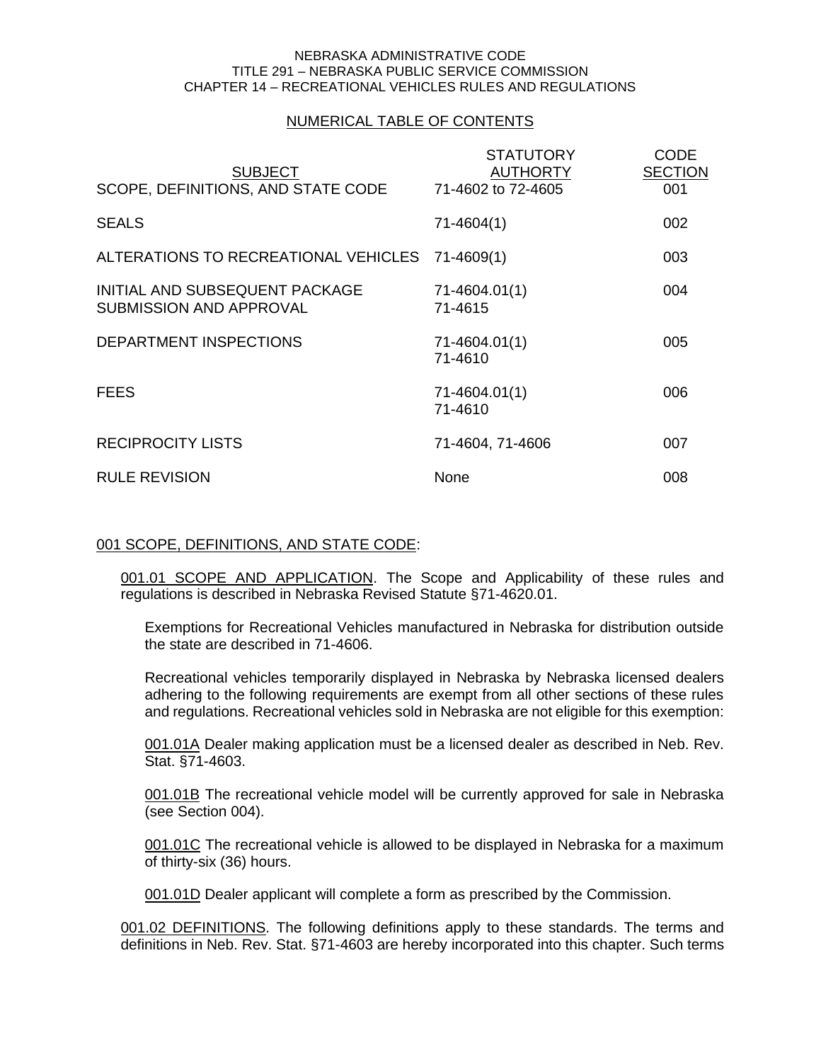NEBRASKA ADMINISTRATIVE CODE
TITLE 291 – NEBRASKA PUBLIC SERVICE COMMISSION
CHAPTER 14 – RECREATIONAL VEHICLES RULES AND REGULATIONS

## NUMERICAL TABLE OF CONTENTS

| SUBJECT | STATUTORY AUTHORTY | CODE SECTION |
|---|---|---|
| SCOPE, DEFINITIONS, AND STATE CODE | 71-4602 to 72-4605 | 001 |
| SEALS | 71-4604(1) | 002 |
| ALTERATIONS TO RECREATIONAL VEHICLES | 71-4609(1) | 003 |
| INITIAL AND SUBSEQUENT PACKAGE SUBMISSION AND APPROVAL | 71-4604.01(1) 71-4615 | 004 |
| DEPARTMENT INSPECTIONS | 71-4604.01(1) 71-4610 | 005 |
| FEES | 71-4604.01(1) 71-4610 | 006 |
| RECIPROCITY LISTS | 71-4604, 71-4606 | 007 |
| RULE REVISION | None | 008 |

## 001 SCOPE, DEFINITIONS, AND STATE CODE:

001.01 SCOPE AND APPLICATION. The Scope and Applicability of these rules and regulations is described in Nebraska Revised Statute §71-4620.01.

Exemptions for Recreational Vehicles manufactured in Nebraska for distribution outside the state are described in 71-4606.

Recreational vehicles temporarily displayed in Nebraska by Nebraska licensed dealers adhering to the following requirements are exempt from all other sections of these rules and regulations. Recreational vehicles sold in Nebraska are not eligible for this exemption:

001.01A Dealer making application must be a licensed dealer as described in Neb. Rev. Stat. §71-4603.

001.01B The recreational vehicle model will be currently approved for sale in Nebraska (see Section 004).

001.01C The recreational vehicle is allowed to be displayed in Nebraska for a maximum of thirty-six (36) hours.

001.01D Dealer applicant will complete a form as prescribed by the Commission.

001.02 DEFINITIONS. The following definitions apply to these standards. The terms and definitions in Neb. Rev. Stat. §71-4603 are hereby incorporated into this chapter. Such terms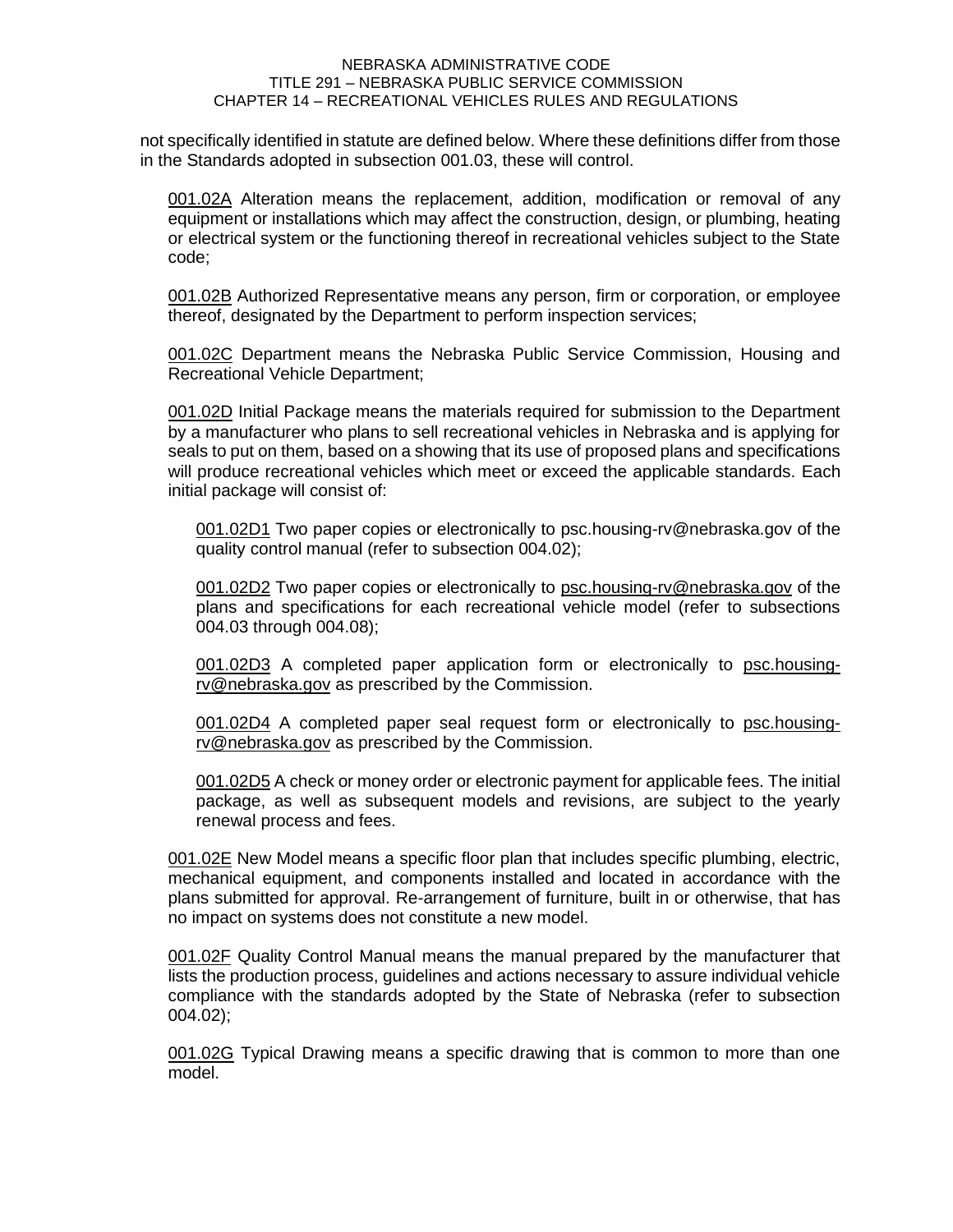not specifically identified in statute are defined below. Where these definitions differ from those in the Standards adopted in subsection 001.03, these will control.

001.02A Alteration means the replacement, addition, modification or removal of any equipment or installations which may affect the construction, design, or plumbing, heating or electrical system or the functioning thereof in recreational vehicles subject to the State code;

001.02B Authorized Representative means any person, firm or corporation, or employee thereof, designated by the Department to perform inspection services;

001.02C Department means the Nebraska Public Service Commission, Housing and Recreational Vehicle Department;

001.02D Initial Package means the materials required for submission to the Department by a manufacturer who plans to sell recreational vehicles in Nebraska and is applying for seals to put on them, based on a showing that its use of proposed plans and specifications will produce recreational vehicles which meet or exceed the applicable standards. Each initial package will consist of:

001.02D1 Two paper copies or electronically to psc.housing-rv@nebraska.gov of the quality control manual (refer to subsection 004.02);

001.02D2 Two paper copies or electronically to psc.housing-rv@nebraska.gov of the plans and specifications for each recreational vehicle model (refer to subsections 004.03 through 004.08);

001.02D3 A completed paper application form or electronically to psc.housing-rv@nebraska.gov as prescribed by the Commission.

001.02D4 A completed paper seal request form or electronically to psc.housing-rv@nebraska.gov as prescribed by the Commission.

001.02D5 A check or money order or electronic payment for applicable fees. The initial package, as well as subsequent models and revisions, are subject to the yearly renewal process and fees.

001.02E New Model means a specific floor plan that includes specific plumbing, electric, mechanical equipment, and components installed and located in accordance with the plans submitted for approval. Re-arrangement of furniture, built in or otherwise, that has no impact on systems does not constitute a new model.

001.02F Quality Control Manual means the manual prepared by the manufacturer that lists the production process, guidelines and actions necessary to assure individual vehicle compliance with the standards adopted by the State of Nebraska (refer to subsection 004.02);

001.02G Typical Drawing means a specific drawing that is common to more than one model.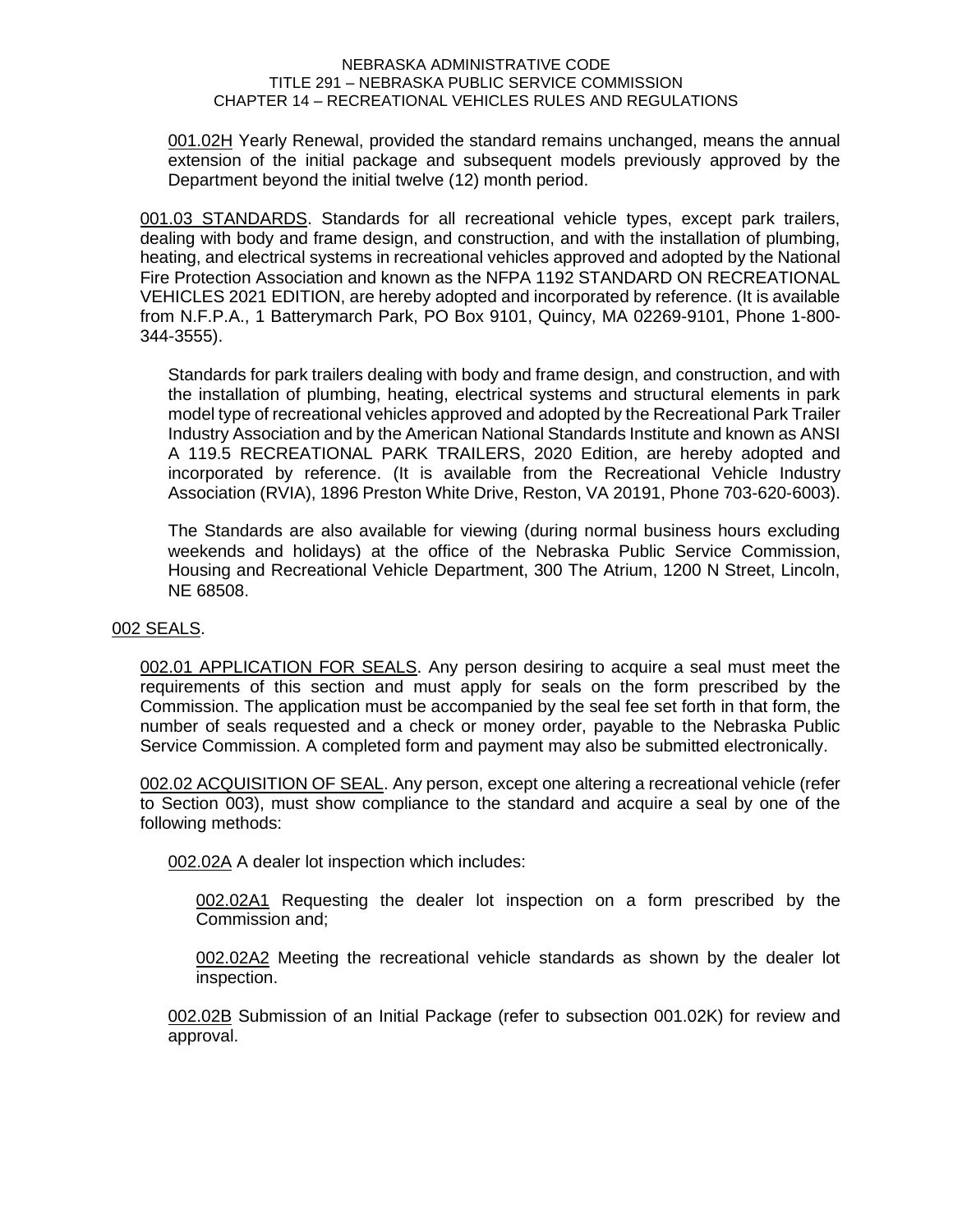001.02H Yearly Renewal, provided the standard remains unchanged, means the annual extension of the initial package and subsequent models previously approved by the Department beyond the initial twelve (12) month period.

001.03 STANDARDS. Standards for all recreational vehicle types, except park trailers, dealing with body and frame design, and construction, and with the installation of plumbing, heating, and electrical systems in recreational vehicles approved and adopted by the National Fire Protection Association and known as the NFPA 1192 STANDARD ON RECREATIONAL VEHICLES 2021 EDITION, are hereby adopted and incorporated by reference. (It is available from N.F.P.A., 1 Batterymarch Park, PO Box 9101, Quincy, MA 02269-9101, Phone 1-800-344-3555).

Standards for park trailers dealing with body and frame design, and construction, and with the installation of plumbing, heating, electrical systems and structural elements in park model type of recreational vehicles approved and adopted by the Recreational Park Trailer Industry Association and by the American National Standards Institute and known as ANSI A 119.5 RECREATIONAL PARK TRAILERS, 2020 Edition, are hereby adopted and incorporated by reference. (It is available from the Recreational Vehicle Industry Association (RVIA), 1896 Preston White Drive, Reston, VA 20191, Phone 703-620-6003).

The Standards are also available for viewing (during normal business hours excluding weekends and holidays) at the office of the Nebraska Public Service Commission, Housing and Recreational Vehicle Department, 300 The Atrium, 1200 N Street, Lincoln, NE 68508.

002 SEALS.

002.01 APPLICATION FOR SEALS. Any person desiring to acquire a seal must meet the requirements of this section and must apply for seals on the form prescribed by the Commission. The application must be accompanied by the seal fee set forth in that form, the number of seals requested and a check or money order, payable to the Nebraska Public Service Commission. A completed form and payment may also be submitted electronically.

002.02 ACQUISITION OF SEAL. Any person, except one altering a recreational vehicle (refer to Section 003), must show compliance to the standard and acquire a seal by one of the following methods:

002.02A A dealer lot inspection which includes:

002.02A1 Requesting the dealer lot inspection on a form prescribed by the Commission and;

002.02A2 Meeting the recreational vehicle standards as shown by the dealer lot inspection.

002.02B Submission of an Initial Package (refer to subsection 001.02K) for review and approval.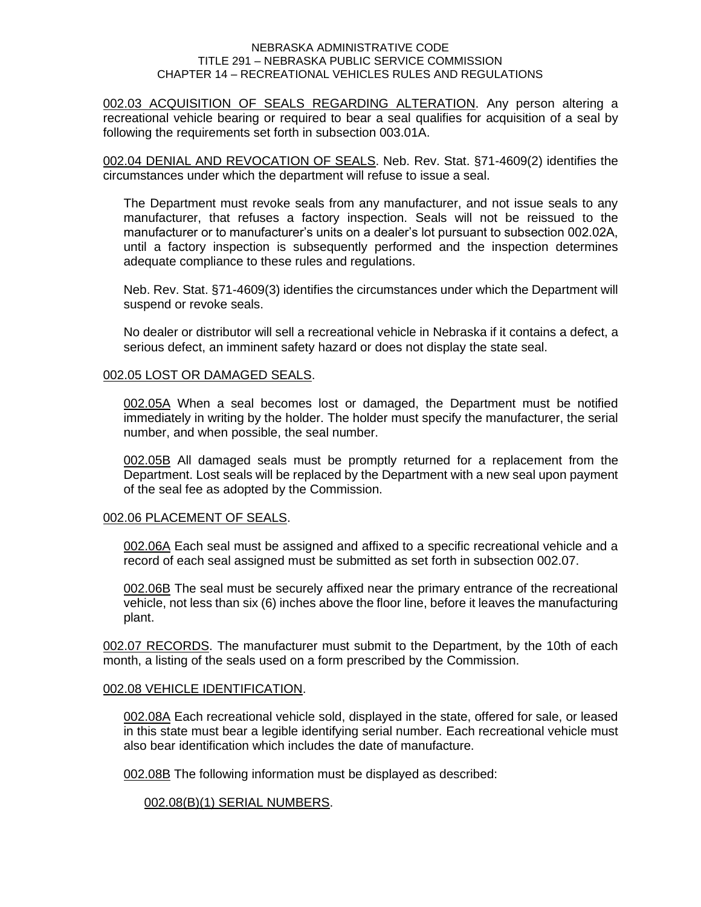<u>002.03 ACQUISITION OF SEALS REGARDING ALTERATION</u>. Any person altering a recreational vehicle bearing or required to bear a seal qualifies for acquisition of a seal by following the requirements set forth in subsection 003.01A.

<u>002.04 DENIAL AND REVOCATION OF SEALS</u>. Neb. Rev. Stat. §71-4609(2) identifies the circumstances under which the department will refuse to issue a seal.

The Department must revoke seals from any manufacturer, and not issue seals to any manufacturer, that refuses a factory inspection. Seals will not be reissued to the manufacturer or to manufacturer's units on a dealer's lot pursuant to subsection 002.02A, until a factory inspection is subsequently performed and the inspection determines adequate compliance to these rules and regulations.

Neb. Rev. Stat. §71-4609(3) identifies the circumstances under which the Department will suspend or revoke seals.

No dealer or distributor will sell a recreational vehicle in Nebraska if it contains a defect, a serious defect, an imminent safety hazard or does not display the state seal.

<u>002.05 LOST OR DAMAGED SEALS</u>.

<u>002.05A</u> When a seal becomes lost or damaged, the Department must be notified immediately in writing by the holder. The holder must specify the manufacturer, the serial number, and when possible, the seal number.

<u>002.05B</u> All damaged seals must be promptly returned for a replacement from the Department. Lost seals will be replaced by the Department with a new seal upon payment of the seal fee as adopted by the Commission.

<u>002.06 PLACEMENT OF SEALS</u>.

<u>002.06A</u> Each seal must be assigned and affixed to a specific recreational vehicle and a record of each seal assigned must be submitted as set forth in subsection 002.07.

<u>002.06B</u> The seal must be securely affixed near the primary entrance of the recreational vehicle, not less than six (6) inches above the floor line, before it leaves the manufacturing plant.

<u>002.07 RECORDS</u>. The manufacturer must submit to the Department, by the 10th of each month, a listing of the seals used on a form prescribed by the Commission.

<u>002.08 VEHICLE IDENTIFICATION</u>.

<u>002.08A</u> Each recreational vehicle sold, displayed in the state, offered for sale, or leased in this state must bear a legible identifying serial number. Each recreational vehicle must also bear identification which includes the date of manufacture.

<u>002.08B</u> The following information must be displayed as described:

<u>002.08(B)(1) SERIAL NUMBERS</u>.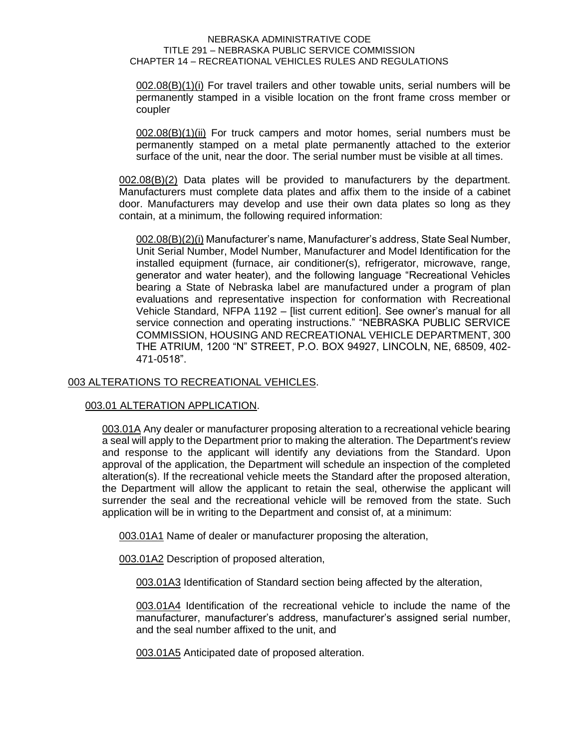002.08(B)(1)(i) For travel trailers and other towable units, serial numbers will be permanently stamped in a visible location on the front frame cross member or coupler

002.08(B)(1)(ii) For truck campers and motor homes, serial numbers must be permanently stamped on a metal plate permanently attached to the exterior surface of the unit, near the door. The serial number must be visible at all times.

002.08(B)(2) Data plates will be provided to manufacturers by the department. Manufacturers must complete data plates and affix them to the inside of a cabinet door. Manufacturers may develop and use their own data plates so long as they contain, at a minimum, the following required information:

002.08(B)(2)(i) Manufacturer's name, Manufacturer's address, State Seal Number, Unit Serial Number, Model Number, Manufacturer and Model Identification for the installed equipment (furnace, air conditioner(s), refrigerator, microwave, range, generator and water heater), and the following language "Recreational Vehicles bearing a State of Nebraska label are manufactured under a program of plan evaluations and representative inspection for conformation with Recreational Vehicle Standard, NFPA 1192 – [list current edition]. See owner's manual for all service connection and operating instructions." "NEBRASKA PUBLIC SERVICE COMMISSION, HOUSING AND RECREATIONAL VEHICLE DEPARTMENT, 300 THE ATRIUM, 1200 "N" STREET, P.O. BOX 94927, LINCOLN, NE, 68509, 402-471-0518".

## 003 ALTERATIONS TO RECREATIONAL VEHICLES.

### 003.01 ALTERATION APPLICATION.

003.01A Any dealer or manufacturer proposing alteration to a recreational vehicle bearing a seal will apply to the Department prior to making the alteration. The Department's review and response to the applicant will identify any deviations from the Standard. Upon approval of the application, the Department will schedule an inspection of the completed alteration(s). If the recreational vehicle meets the Standard after the proposed alteration, the Department will allow the applicant to retain the seal, otherwise the applicant will surrender the seal and the recreational vehicle will be removed from the state. Such application will be in writing to the Department and consist of, at a minimum:

003.01A1 Name of dealer or manufacturer proposing the alteration,

003.01A2 Description of proposed alteration,

003.01A3 Identification of Standard section being affected by the alteration,

003.01A4 Identification of the recreational vehicle to include the name of the manufacturer, manufacturer's address, manufacturer's assigned serial number, and the seal number affixed to the unit, and

003.01A5 Anticipated date of proposed alteration.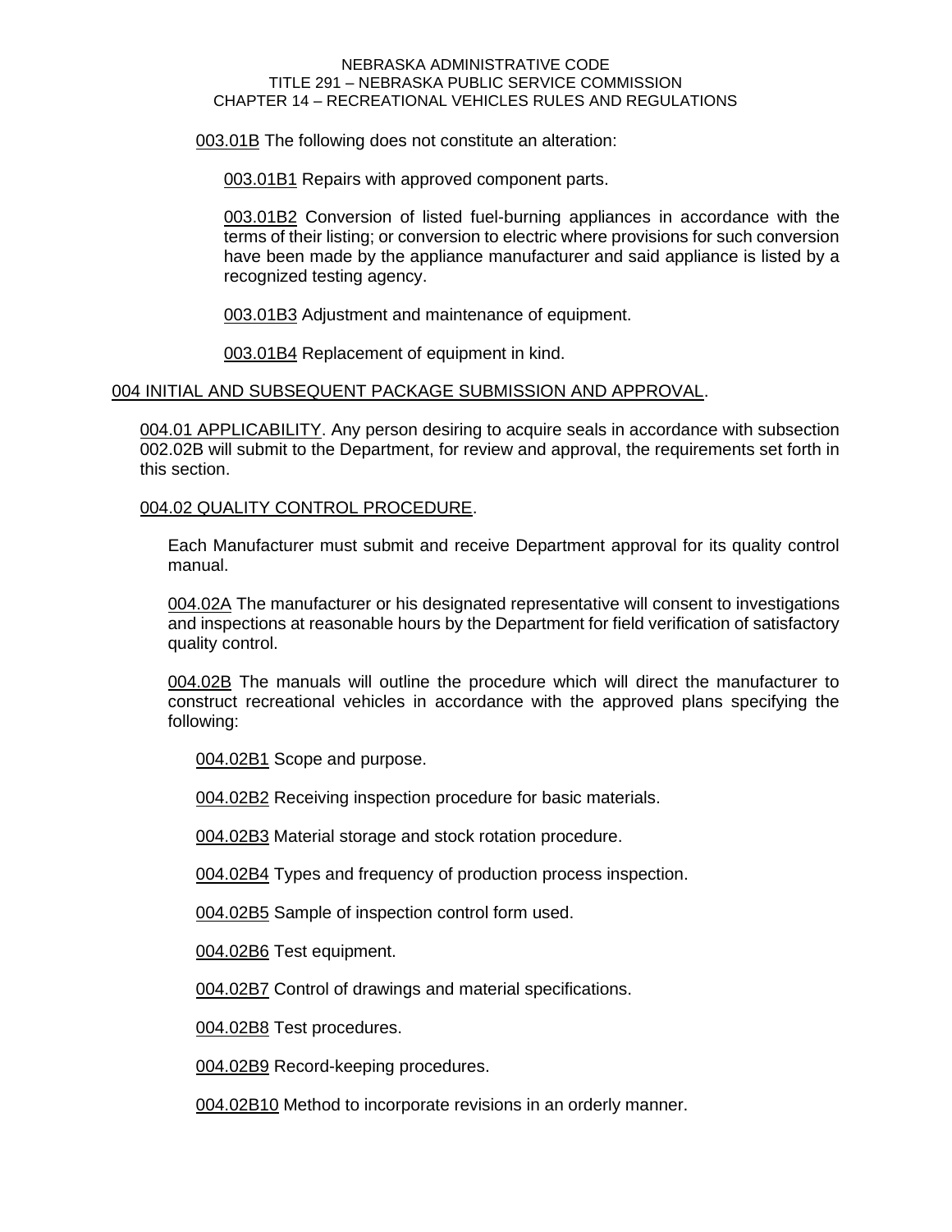003.01B The following does not constitute an alteration:

003.01B1 Repairs with approved component parts.

003.01B2 Conversion of listed fuel-burning appliances in accordance with the terms of their listing; or conversion to electric where provisions for such conversion have been made by the appliance manufacturer and said appliance is listed by a recognized testing agency.

003.01B3 Adjustment and maintenance of equipment.

003.01B4 Replacement of equipment in kind.

## 004 INITIAL AND SUBSEQUENT PACKAGE SUBMISSION AND APPROVAL.

004.01 APPLICABILITY. Any person desiring to acquire seals in accordance with subsection 002.02B will submit to the Department, for review and approval, the requirements set forth in this section.

004.02 QUALITY CONTROL PROCEDURE.

Each Manufacturer must submit and receive Department approval for its quality control manual.

004.02A The manufacturer or his designated representative will consent to investigations and inspections at reasonable hours by the Department for field verification of satisfactory quality control.

004.02B The manuals will outline the procedure which will direct the manufacturer to construct recreational vehicles in accordance with the approved plans specifying the following:

004.02B1 Scope and purpose.

004.02B2 Receiving inspection procedure for basic materials.

004.02B3 Material storage and stock rotation procedure.

004.02B4 Types and frequency of production process inspection.

004.02B5 Sample of inspection control form used.

004.02B6 Test equipment.

004.02B7 Control of drawings and material specifications.

004.02B8 Test procedures.

004.02B9 Record-keeping procedures.

004.02B10 Method to incorporate revisions in an orderly manner.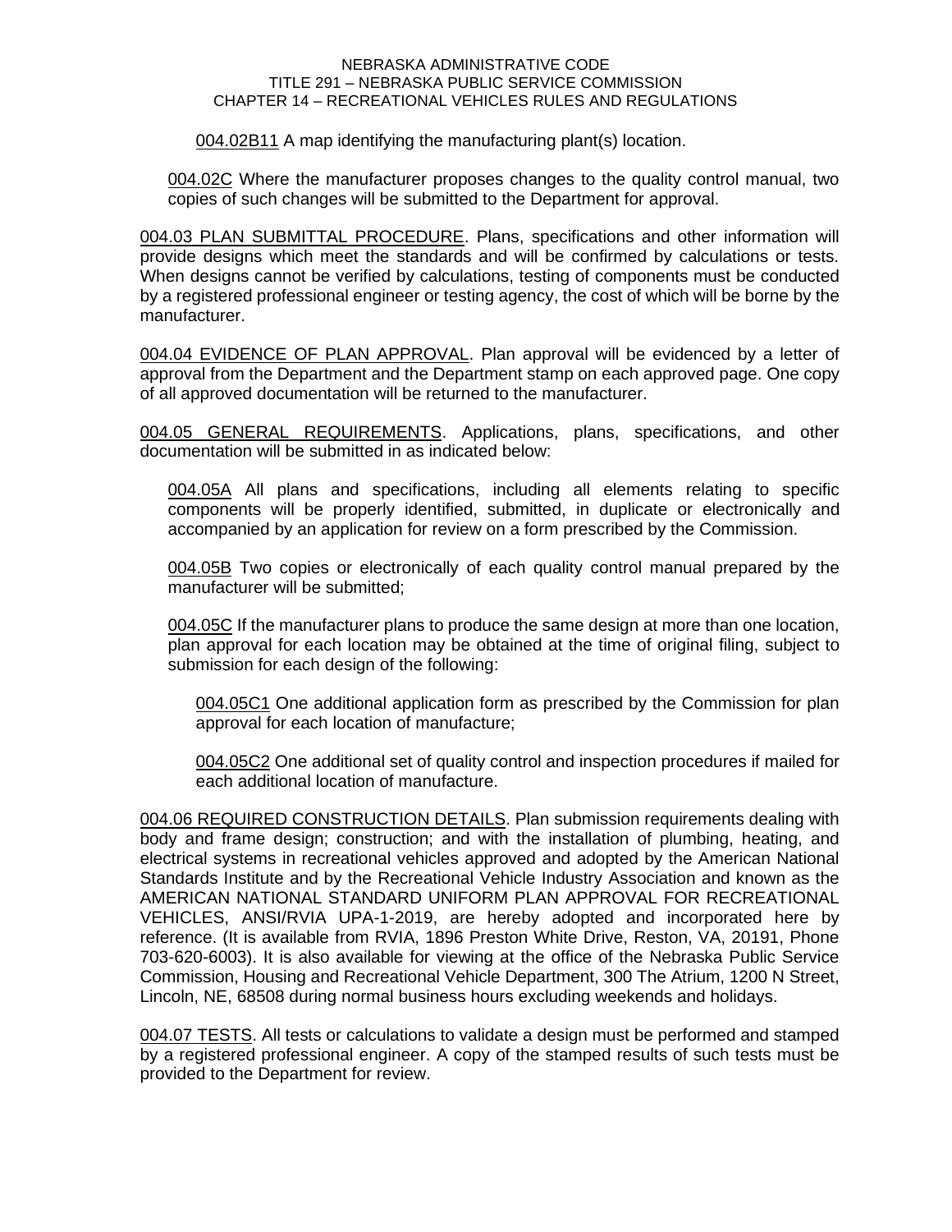004.02B11 A map identifying the manufacturing plant(s) location.

004.02C Where the manufacturer proposes changes to the quality control manual, two copies of such changes will be submitted to the Department for approval.

004.03 PLAN SUBMITTAL PROCEDURE. Plans, specifications and other information will provide designs which meet the standards and will be confirmed by calculations or tests. When designs cannot be verified by calculations, testing of components must be conducted by a registered professional engineer or testing agency, the cost of which will be borne by the manufacturer.

004.04 EVIDENCE OF PLAN APPROVAL. Plan approval will be evidenced by a letter of approval from the Department and the Department stamp on each approved page. One copy of all approved documentation will be returned to the manufacturer.

004.05 GENERAL REQUIREMENTS. Applications, plans, specifications, and other documentation will be submitted in as indicated below:

004.05A All plans and specifications, including all elements relating to specific components will be properly identified, submitted, in duplicate or electronically and accompanied by an application for review on a form prescribed by the Commission.

004.05B Two copies or electronically of each quality control manual prepared by the manufacturer will be submitted;

004.05C If the manufacturer plans to produce the same design at more than one location, plan approval for each location may be obtained at the time of original filing, subject to submission for each design of the following:

004.05C1 One additional application form as prescribed by the Commission for plan approval for each location of manufacture;

004.05C2 One additional set of quality control and inspection procedures if mailed for each additional location of manufacture.

004.06 REQUIRED CONSTRUCTION DETAILS. Plan submission requirements dealing with body and frame design; construction; and with the installation of plumbing, heating, and electrical systems in recreational vehicles approved and adopted by the American National Standards Institute and by the Recreational Vehicle Industry Association and known as the AMERICAN NATIONAL STANDARD UNIFORM PLAN APPROVAL FOR RECREATIONAL VEHICLES, ANSI/RVIA UPA-1-2019, are hereby adopted and incorporated here by reference. (It is available from RVIA, 1896 Preston White Drive, Reston, VA, 20191, Phone 703-620-6003). It is also available for viewing at the office of the Nebraska Public Service Commission, Housing and Recreational Vehicle Department, 300 The Atrium, 1200 N Street, Lincoln, NE, 68508 during normal business hours excluding weekends and holidays.

004.07 TESTS. All tests or calculations to validate a design must be performed and stamped by a registered professional engineer. A copy of the stamped results of such tests must be provided to the Department for review.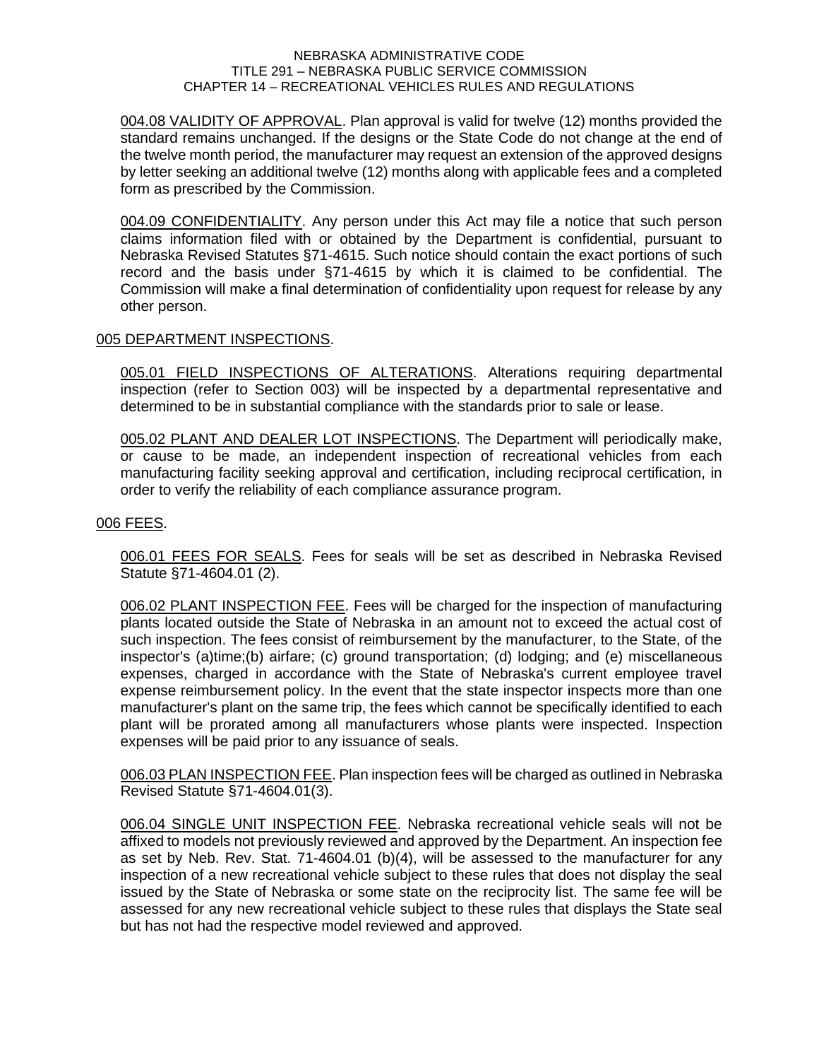004.08 VALIDITY OF APPROVAL. Plan approval is valid for twelve (12) months provided the standard remains unchanged. If the designs or the State Code do not change at the end of the twelve month period, the manufacturer may request an extension of the approved designs by letter seeking an additional twelve (12) months along with applicable fees and a completed form as prescribed by the Commission.

004.09 CONFIDENTIALITY. Any person under this Act may file a notice that such person claims information filed with or obtained by the Department is confidential, pursuant to Nebraska Revised Statutes §71-4615. Such notice should contain the exact portions of such record and the basis under §71-4615 by which it is claimed to be confidential. The Commission will make a final determination of confidentiality upon request for release by any other person.

## 005 DEPARTMENT INSPECTIONS.

005.01 FIELD INSPECTIONS OF ALTERATIONS. Alterations requiring departmental inspection (refer to Section 003) will be inspected by a departmental representative and determined to be in substantial compliance with the standards prior to sale or lease.

005.02 PLANT AND DEALER LOT INSPECTIONS. The Department will periodically make, or cause to be made, an independent inspection of recreational vehicles from each manufacturing facility seeking approval and certification, including reciprocal certification, in order to verify the reliability of each compliance assurance program.

## 006 FEES.

006.01 FEES FOR SEALS. Fees for seals will be set as described in Nebraska Revised Statute §71-4604.01 (2).

006.02 PLANT INSPECTION FEE. Fees will be charged for the inspection of manufacturing plants located outside the State of Nebraska in an amount not to exceed the actual cost of such inspection. The fees consist of reimbursement by the manufacturer, to the State, of the inspector's (a)time;(b) airfare; (c) ground transportation; (d) lodging; and (e) miscellaneous expenses, charged in accordance with the State of Nebraska's current employee travel expense reimbursement policy. In the event that the state inspector inspects more than one manufacturer's plant on the same trip, the fees which cannot be specifically identified to each plant will be prorated among all manufacturers whose plants were inspected. Inspection expenses will be paid prior to any issuance of seals.

006.03 PLAN INSPECTION FEE. Plan inspection fees will be charged as outlined in Nebraska Revised Statute §71-4604.01(3).

006.04 SINGLE UNIT INSPECTION FEE. Nebraska recreational vehicle seals will not be affixed to models not previously reviewed and approved by the Department. An inspection fee as set by Neb. Rev. Stat. 71-4604.01 (b)(4), will be assessed to the manufacturer for any inspection of a new recreational vehicle subject to these rules that does not display the seal issued by the State of Nebraska or some state on the reciprocity list. The same fee will be assessed for any new recreational vehicle subject to these rules that displays the State seal but has not had the respective model reviewed and approved.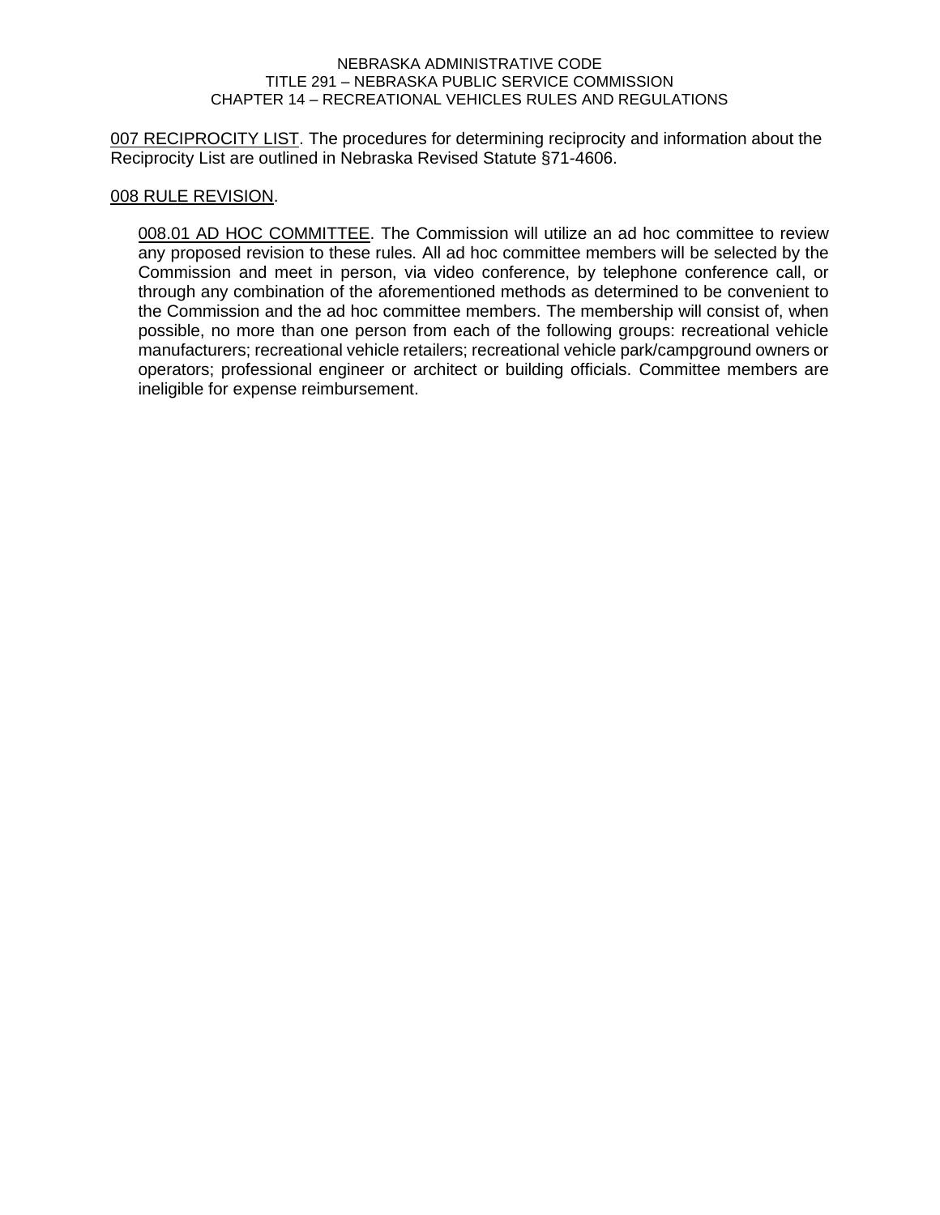007 RECIPROCITY LIST. The procedures for determining reciprocity and information about the Reciprocity List are outlined in Nebraska Revised Statute §71-4606.

008 RULE REVISION.

008.01 AD HOC COMMITTEE. The Commission will utilize an ad hoc committee to review any proposed revision to these rules. All ad hoc committee members will be selected by the Commission and meet in person, via video conference, by telephone conference call, or through any combination of the aforementioned methods as determined to be convenient to the Commission and the ad hoc committee members. The membership will consist of, when possible, no more than one person from each of the following groups: recreational vehicle manufacturers; recreational vehicle retailers; recreational vehicle park/campground owners or operators; professional engineer or architect or building officials. Committee members are ineligible for expense reimbursement.